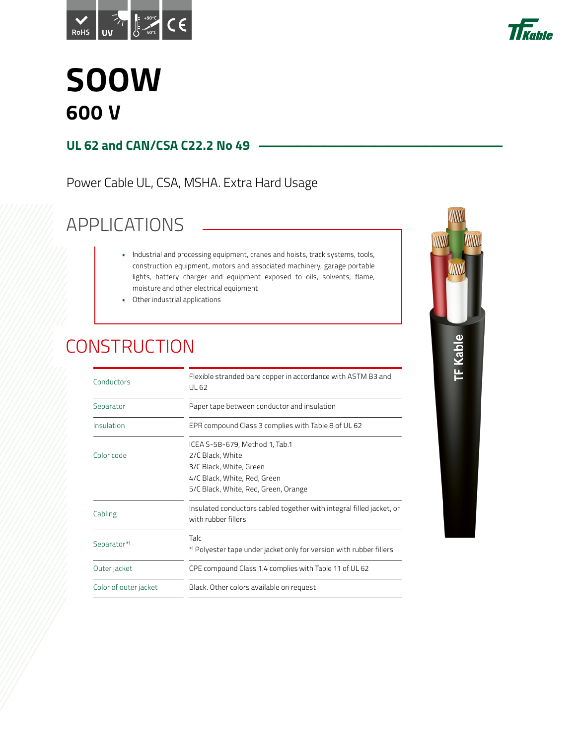# SOOW

## 600 V

### UL 62 and CAN/CSA C22.2 No 49

Power Cable UL, CSA, MSHA. Extra Hard Usage

## APPLICATIONS

- Industrial and processing equipment, cranes and hoists, track systems, tools, construction equipment, motors and associated machinery, garage portable lights, battery charger and equipment exposed to oils, solvents, flame, moisture and other electrical equipment
- Other industrial applications

## CONSTRUCTION

| | |
|---|---|
| Conductors | Flexible stranded bare copper in accordance with ASTM B3 and UL 62 |
| Separator | Paper tape between conductor and insulation |
| Insulation | EPR compound Class 3 complies with Table 8 of UL 62 |
| Color code | ICEA S-58-679, Method 1, Tab.1<br>2/C Black, White<br>3/C Black, White, Green<br>4/C Black, White, Red, Green<br>5/C Black, White, Red, Green, Orange |
| Cabling | Insulated conductors cabled together with integral filled jacket, or with rubber fillers |
| Separator*) | Talc<br>*) Polyester tape under jacket only for version with rubber fillers |
| Outer jacket | CPE compound Class 1.4 complies with Table 11 of UL 62 |
| Color of outer jacket | Black. Other colors available on request |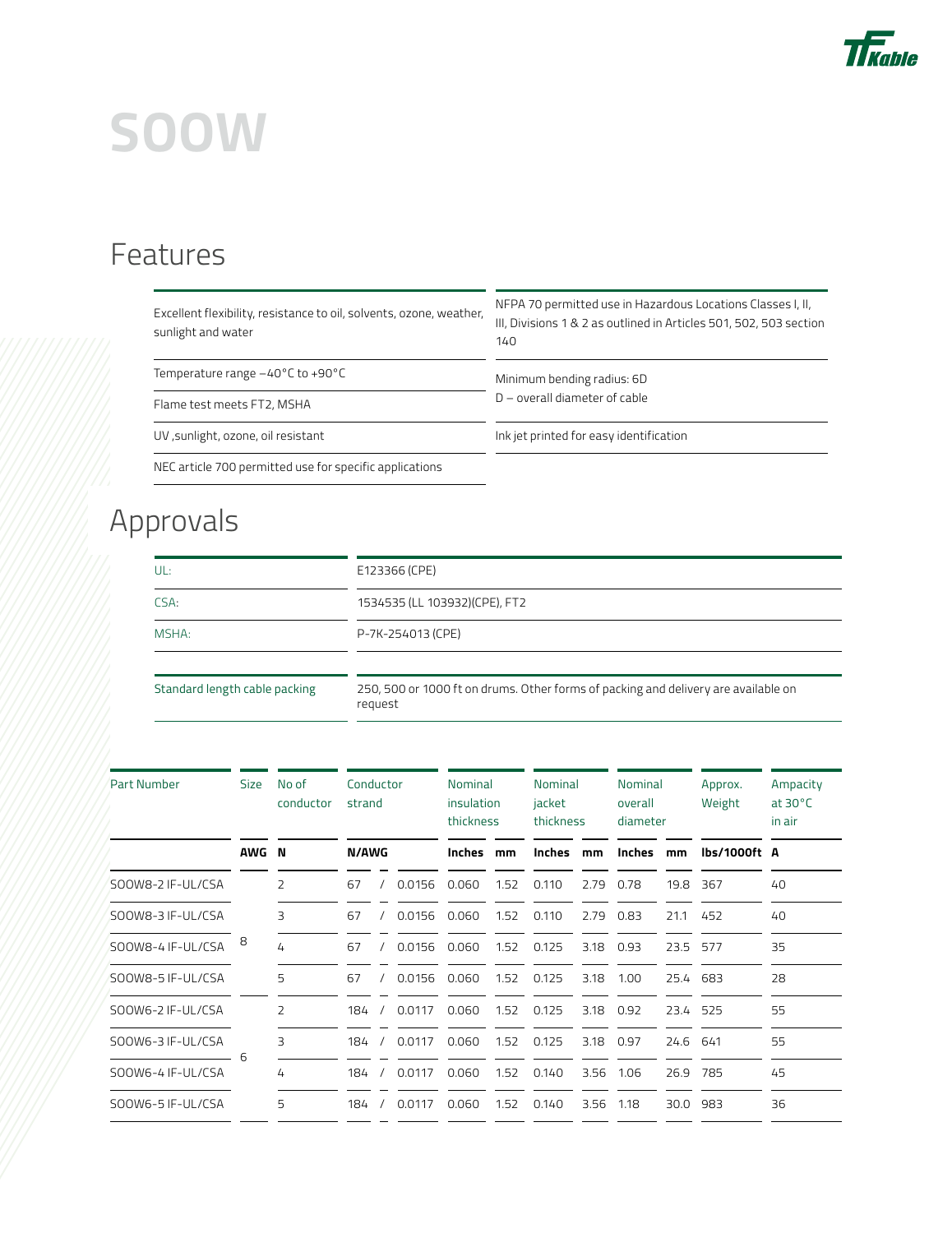# SOOW

## Features

| | |
|---|---|
| Excellent flexibility, resistance to oil, solvents, ozone, weather, sunlight and water | NFPA 70 permitted use in Hazardous Locations Classes I, II, III, Divisions 1 & 2 as outlined in Articles 501, 502, 503 section 140 |
| Temperature range −40°C to +90°C | Minimum bending radius: 6D<br>D – overall diameter of cable |
| Flame test meets FT2, MSHA | |
| UV ,sunlight, ozone, oil resistant | Ink jet printed for easy identification |
| NEC article 700 permitted use for specific applications | |

## Approvals

| | |
|---|---|
| UL: | E123366 (CPE) |
| CSA: | 1534535 (LL 103932)(CPE), FT2 |
| MSHA: | P-7K-254013 (CPE) |

| | |
|---|---|
| Standard length cable packing | 250, 500 or 1000 ft on drums. Other forms of packing and delivery are available on request |

| Part Number | Size | No of conductor | Conductor strand | | | Nominal insulation thickness | | Nominal jacket thickness | | Nominal overall diameter | | Approx. Weight | Ampacity at 30°C in air |
|---|---|---|---|---|---|---|---|---|---|---|---|---|---|
| | AWG | N | N/AWG | | | Inches | mm | Inches | mm | Inches | mm | lbs/1000ft | A |
| SOOW8-2 IF-UL/CSA | 8 | 2 | 67 | / | 0.0156 | 0.060 | 1.52 | 0.110 | 2.79 | 0.78 | 19.8 | 367 | 40 |
| SOOW8-3 IF-UL/CSA | 8 | 3 | 67 | / | 0.0156 | 0.060 | 1.52 | 0.110 | 2.79 | 0.83 | 21.1 | 452 | 40 |
| SOOW8-4 IF-UL/CSA | 8 | 4 | 67 | / | 0.0156 | 0.060 | 1.52 | 0.125 | 3.18 | 0.93 | 23.5 | 577 | 35 |
| SOOW8-5 IF-UL/CSA | 8 | 5 | 67 | / | 0.0156 | 0.060 | 1.52 | 0.125 | 3.18 | 1.00 | 25.4 | 683 | 28 |
| SOOW6-2 IF-UL/CSA | 6 | 2 | 184 | / | 0.0117 | 0.060 | 1.52 | 0.125 | 3.18 | 0.92 | 23.4 | 525 | 55 |
| SOOW6-3 IF-UL/CSA | 6 | 3 | 184 | / | 0.0117 | 0.060 | 1.52 | 0.125 | 3.18 | 0.97 | 24.6 | 641 | 55 |
| SOOW6-4 IF-UL/CSA | 6 | 4 | 184 | / | 0.0117 | 0.060 | 1.52 | 0.140 | 3.56 | 1.06 | 26.9 | 785 | 45 |
| SOOW6-5 IF-UL/CSA | 6 | 5 | 184 | / | 0.0117 | 0.060 | 1.52 | 0.140 | 3.56 | 1.18 | 30.0 | 983 | 36 |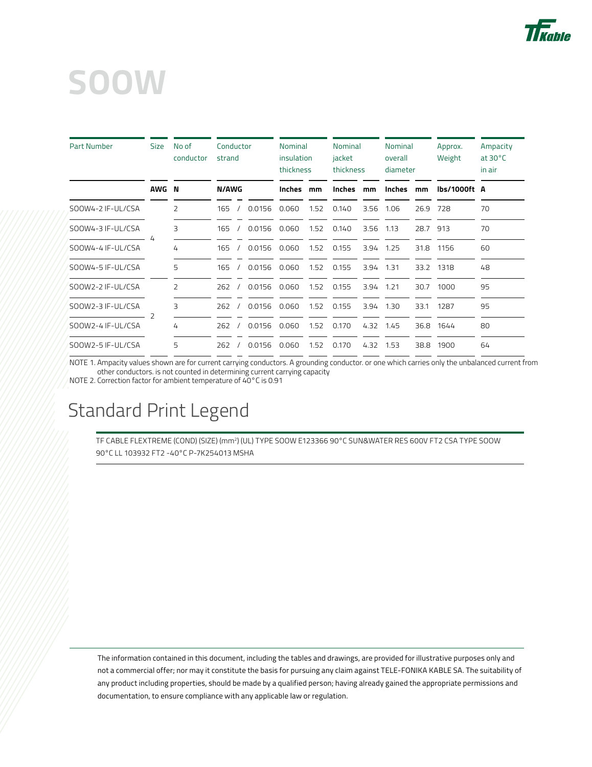# SOOW

| Part Number | Size | No of conductor | Conductor strand | | | Nominal insulation thickness | | Nominal jacket thickness | | Nominal overall diameter | | Approx. Weight | Ampacity at 30°C in air |
|---|---|---|---|---|---|---|---|---|---|---|---|---|---|
| | AWG | N | N/AWG | | | Inches | mm | Inches | mm | Inches | mm | lbs/1000ft | A |
| SOOW4-2 IF-UL/CSA | 4 | 2 | 165 | / | 0.0156 | 0.060 | 1.52 | 0.140 | 3.56 | 1.06 | 26.9 | 728 | 70 |
| SOOW4-3 IF-UL/CSA | | 3 | 165 | / | 0.0156 | 0.060 | 1.52 | 0.140 | 3.56 | 1.13 | 28.7 | 913 | 70 |
| SOOW4-4 IF-UL/CSA | | 4 | 165 | / | 0.0156 | 0.060 | 1.52 | 0.155 | 3.94 | 1.25 | 31.8 | 1156 | 60 |
| SOOW4-5 IF-UL/CSA | | 5 | 165 | / | 0.0156 | 0.060 | 1.52 | 0.155 | 3.94 | 1.31 | 33.2 | 1318 | 48 |
| SOOW2-2 IF-UL/CSA | 2 | 2 | 262 | / | 0.0156 | 0.060 | 1.52 | 0.155 | 3.94 | 1.21 | 30.7 | 1000 | 95 |
| SOOW2-3 IF-UL/CSA | | 3 | 262 | / | 0.0156 | 0.060 | 1.52 | 0.155 | 3.94 | 1.30 | 33.1 | 1287 | 95 |
| SOOW2-4 IF-UL/CSA | | 4 | 262 | / | 0.0156 | 0.060 | 1.52 | 0.170 | 4.32 | 1.45 | 36.8 | 1644 | 80 |
| SOOW2-5 IF-UL/CSA | | 5 | 262 | / | 0.0156 | 0.060 | 1.52 | 0.170 | 4.32 | 1.53 | 38.8 | 1900 | 64 |

NOTE 1. Ampacity values shown are for current carrying conductors. A grounding conductor. or one which carries only the unbalanced current from other conductors. is not counted in determining current carrying capacity

NOTE 2. Correction factor for ambient temperature of 40°C is 0.91

## Standard Print Legend

TF CABLE FLEXTREME (COND) (SIZE) (mm$^2$) (UL) TYPE SOOW E123366 90°C SUN&WATER RES 600V FT2 CSA TYPE SOOW 90°C LL 103932 FT2 -40°C P-7K254013 MSHA

The information contained in this document, including the tables and drawings, are provided for illustrative purposes only and not a commercial offer; nor may it constitute the basis for pursuing any claim against TELE-FONIKA KABLE SA. The suitability of any product including properties, should be made by a qualified person; having already gained the appropriate permissions and documentation, to ensure compliance with any applicable law or regulation.